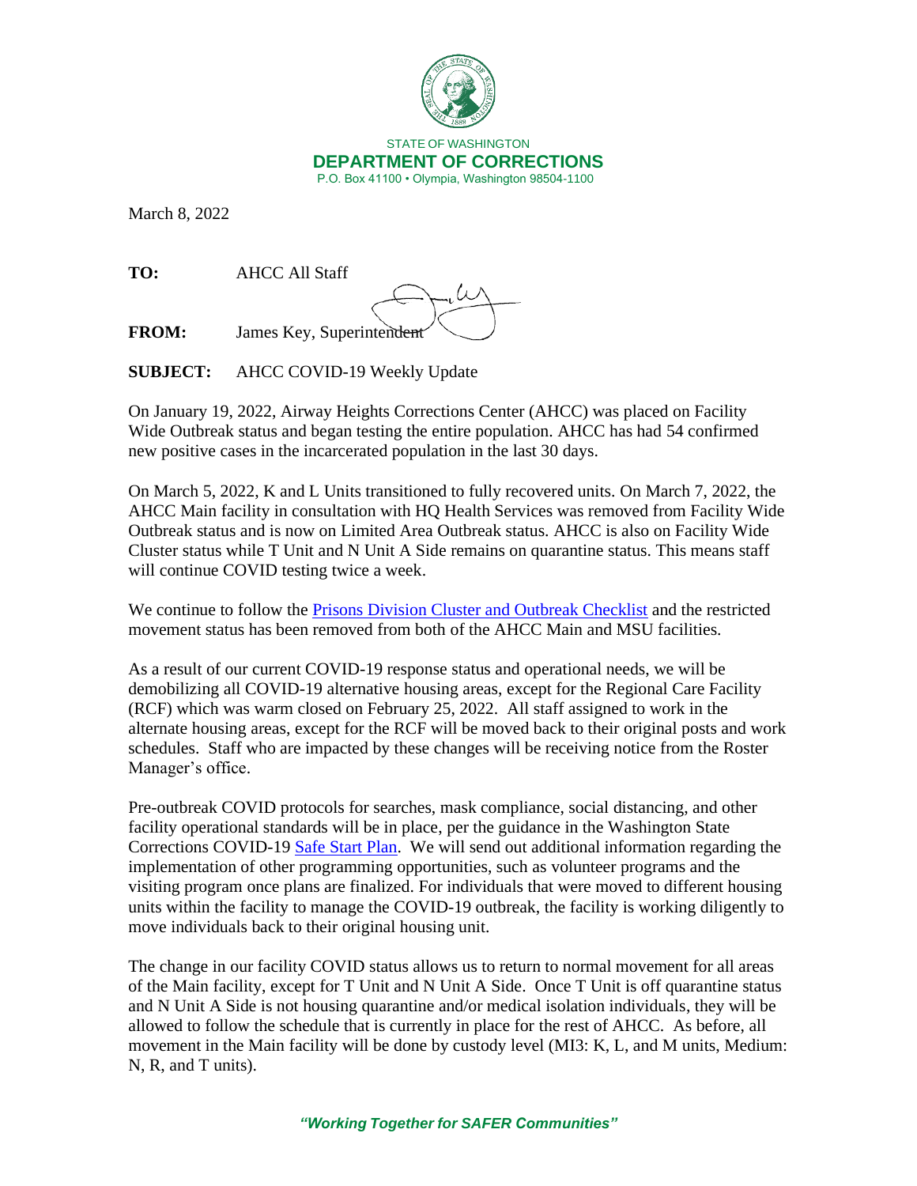STATE OF WASHINGTON
**DEPARTMENT OF CORRECTIONS**
P.O. Box 41100 • Olympia, Washington 98504-1100

March 8, 2022

**TO:** AHCC All Staff

**FROM:** James Key, Superintendent

**SUBJECT:** AHCC COVID-19 Weekly Update

On January 19, 2022, Airway Heights Corrections Center (AHCC) was placed on Facility Wide Outbreak status and began testing the entire population. AHCC has had 54 confirmed new positive cases in the incarcerated population in the last 30 days.

On March 5, 2022, K and L Units transitioned to fully recovered units. On March 7, 2022, the AHCC Main facility in consultation with HQ Health Services was removed from Facility Wide Outbreak status and is now on Limited Area Outbreak status. AHCC is also on Facility Wide Cluster status while T Unit and N Unit A Side remains on quarantine status. This means staff will continue COVID testing twice a week.

We continue to follow the Prisons Division Cluster and Outbreak Checklist and the restricted movement status has been removed from both of the AHCC Main and MSU facilities.

As a result of our current COVID-19 response status and operational needs, we will be demobilizing all COVID-19 alternative housing areas, except for the Regional Care Facility (RCF) which was warm closed on February 25, 2022. All staff assigned to work in the alternate housing areas, except for the RCF will be moved back to their original posts and work schedules. Staff who are impacted by these changes will be receiving notice from the Roster Manager's office.

Pre-outbreak COVID protocols for searches, mask compliance, social distancing, and other facility operational standards will be in place, per the guidance in the Washington State Corrections COVID-19 Safe Start Plan. We will send out additional information regarding the implementation of other programming opportunities, such as volunteer programs and the visiting program once plans are finalized. For individuals that were moved to different housing units within the facility to manage the COVID-19 outbreak, the facility is working diligently to move individuals back to their original housing unit.

The change in our facility COVID status allows us to return to normal movement for all areas of the Main facility, except for T Unit and N Unit A Side. Once T Unit is off quarantine status and N Unit A Side is not housing quarantine and/or medical isolation individuals, they will be allowed to follow the schedule that is currently in place for the rest of AHCC. As before, all movement in the Main facility will be done by custody level (MI3: K, L, and M units, Medium: N, R, and T units).

***"Working Together for SAFER Communities"***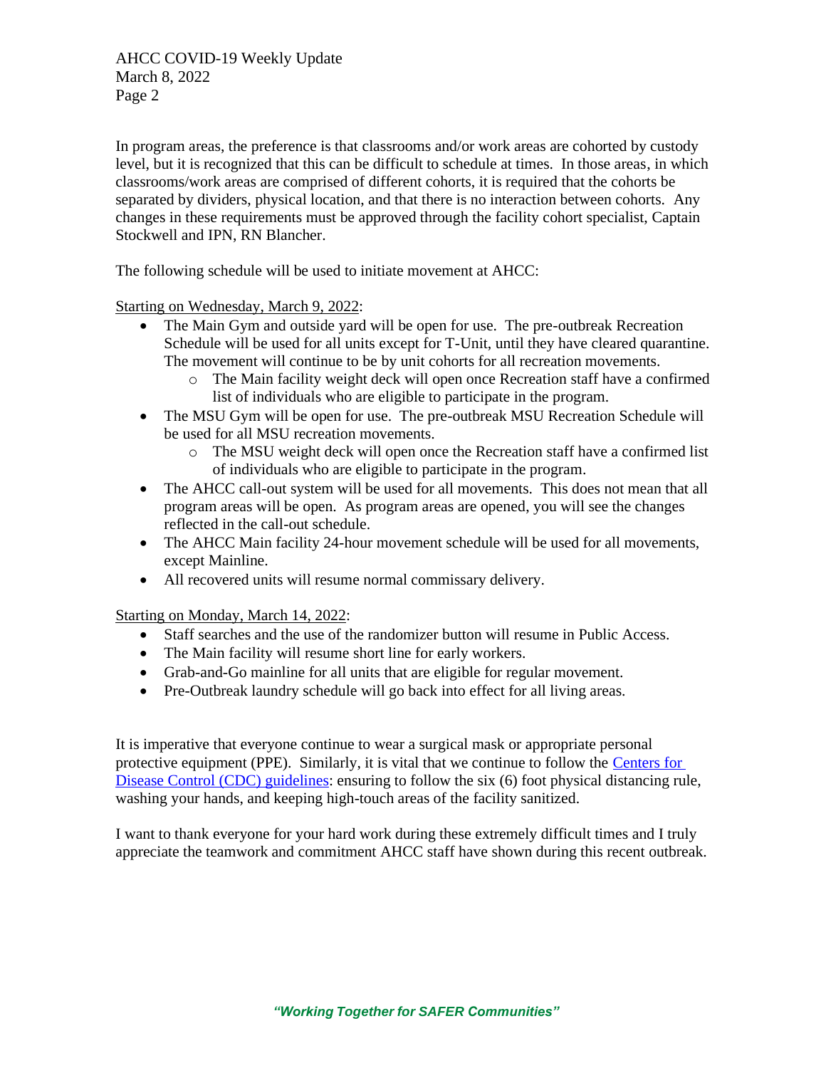In program areas, the preference is that classrooms and/or work areas are cohorted by custody level, but it is recognized that this can be difficult to schedule at times. In those areas, in which classrooms/work areas are comprised of different cohorts, it is required that the cohorts be separated by dividers, physical location, and that there is no interaction between cohorts. Any changes in these requirements must be approved through the facility cohort specialist, Captain Stockwell and IPN, RN Blancher.

The following schedule will be used to initiate movement at AHCC:

Starting on Wednesday, March 9, 2022:

- The Main Gym and outside yard will be open for use. The pre-outbreak Recreation Schedule will be used for all units except for T-Unit, until they have cleared quarantine. The movement will continue to be by unit cohorts for all recreation movements.
  - The Main facility weight deck will open once Recreation staff have a confirmed list of individuals who are eligible to participate in the program.
- The MSU Gym will be open for use. The pre-outbreak MSU Recreation Schedule will be used for all MSU recreation movements.
  - The MSU weight deck will open once the Recreation staff have a confirmed list of individuals who are eligible to participate in the program.
- The AHCC call-out system will be used for all movements. This does not mean that all program areas will be open. As program areas are opened, you will see the changes reflected in the call-out schedule.
- The AHCC Main facility 24-hour movement schedule will be used for all movements, except Mainline.
- All recovered units will resume normal commissary delivery.

Starting on Monday, March 14, 2022:

- Staff searches and the use of the randomizer button will resume in Public Access.
- The Main facility will resume short line for early workers.
- Grab-and-Go mainline for all units that are eligible for regular movement.
- Pre-Outbreak laundry schedule will go back into effect for all living areas.

It is imperative that everyone continue to wear a surgical mask or appropriate personal protective equipment (PPE). Similarly, it is vital that we continue to follow the Centers for Disease Control (CDC) guidelines: ensuring to follow the six (6) foot physical distancing rule, washing your hands, and keeping high-touch areas of the facility sanitized.

I want to thank everyone for your hard work during these extremely difficult times and I truly appreciate the teamwork and commitment AHCC staff have shown during this recent outbreak.